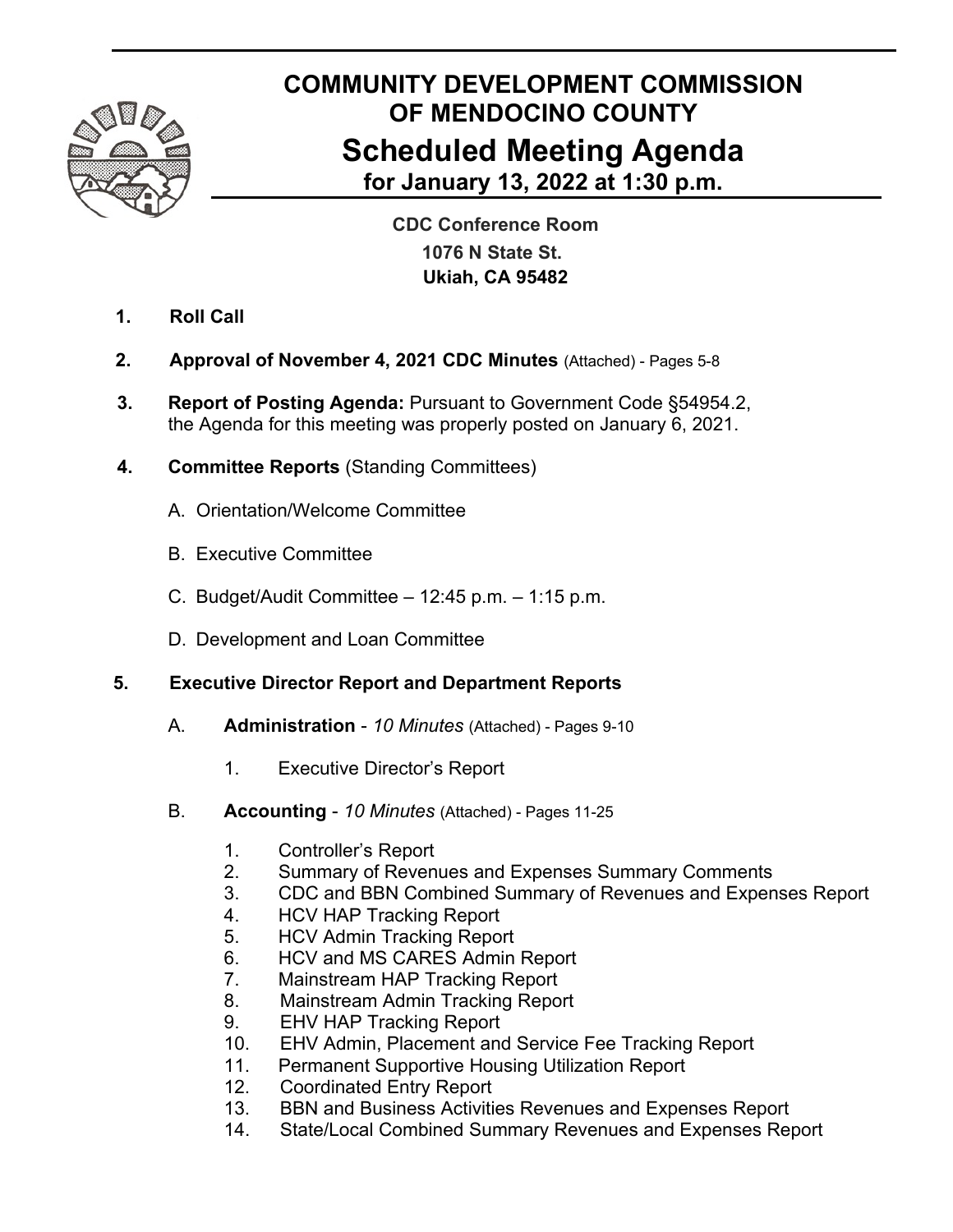# COMMUNITY DEVELOPMENT COMMISSION OF MENDOCINO COUNTY

## Scheduled Meeting Agenda

### for January 13, 2022 at 1:30 p.m.

**CDC Conference Room**
**1076 N State St.**
**Ukiah, CA 95482**

1. **Roll Call**

2. **Approval of November 4, 2021 CDC Minutes** (Attached) - Pages 5-8

3. **Report of Posting Agenda:** Pursuant to Government Code §54954.2, the Agenda for this meeting was properly posted on January 6, 2021.

4. **Committee Reports** (Standing Committees)

   A. Orientation/Welcome Committee

   B. Executive Committee

   C. Budget/Audit Committee – 12:45 p.m. – 1:15 p.m.

   D. Development and Loan Committee

5. **Executive Director Report and Department Reports**

   A. **Administration** - *10 Minutes* (Attached) - Pages 9-10

      1. Executive Director's Report

   B. **Accounting** - *10 Minutes* (Attached) - Pages 11-25

      1. Controller's Report
      2. Summary of Revenues and Expenses Summary Comments
      3. CDC and BBN Combined Summary of Revenues and Expenses Report
      4. HCV HAP Tracking Report
      5. HCV Admin Tracking Report
      6. HCV and MS CARES Admin Report
      7. Mainstream HAP Tracking Report
      8. Mainstream Admin Tracking Report
      9. EHV HAP Tracking Report
      10. EHV Admin, Placement and Service Fee Tracking Report
      11. Permanent Supportive Housing Utilization Report
      12. Coordinated Entry Report
      13. BBN and Business Activities Revenues and Expenses Report
      14. State/Local Combined Summary Revenues and Expenses Report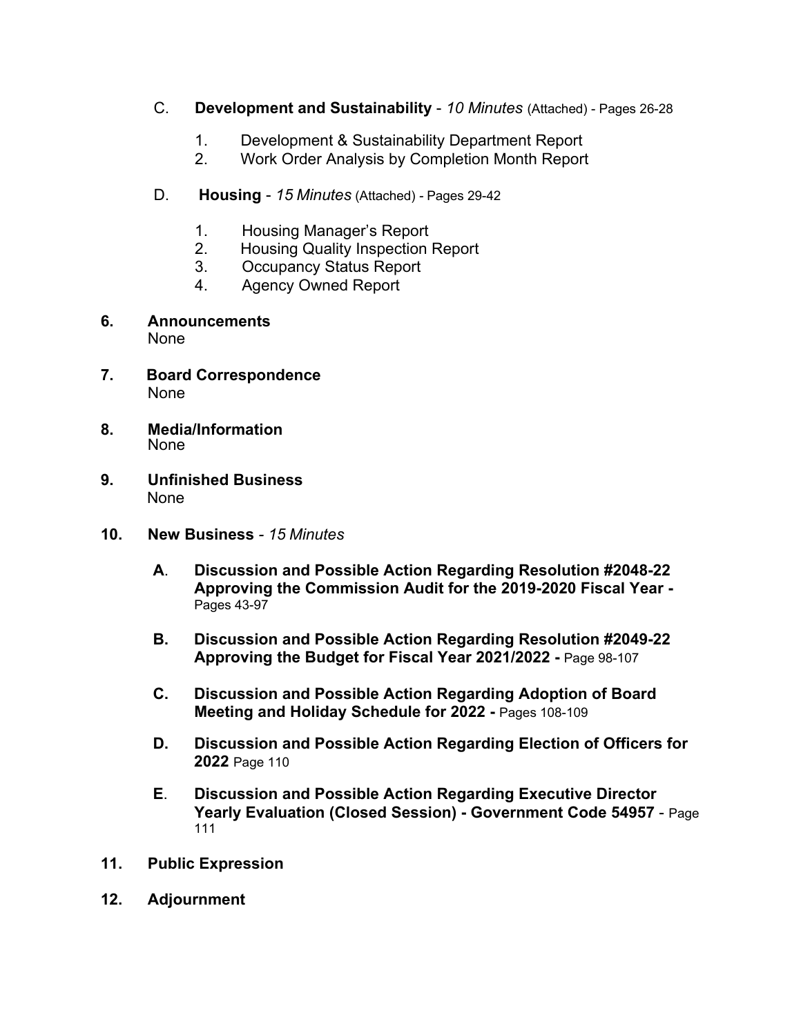C. **Development and Sustainability** - *10 Minutes* (Attached) - Pages 26-28

1. Development & Sustainability Department Report
2. Work Order Analysis by Completion Month Report

D. **Housing** - *15 Minutes* (Attached) - Pages 29-42

1. Housing Manager's Report
2. Housing Quality Inspection Report
3. Occupancy Status Report
4. Agency Owned Report

**6. Announcements**
None

**7. Board Correspondence**
None

**8. Media/Information**
None

**9. Unfinished Business**
None

**10. New Business** - *15 Minutes*

**A. Discussion and Possible Action Regarding Resolution #2048-22 Approving the Commission Audit for the 2019-2020 Fiscal Year -** Pages 43-97

**B. Discussion and Possible Action Regarding Resolution #2049-22 Approving the Budget for Fiscal Year 2021/2022 -** Page 98-107

**C. Discussion and Possible Action Regarding Adoption of Board Meeting and Holiday Schedule for 2022 -** Pages 108-109

**D. Discussion and Possible Action Regarding Election of Officers for 2022** Page 110

**E. Discussion and Possible Action Regarding Executive Director Yearly Evaluation (Closed Session) - Government Code 54957** - Page 111

**11. Public Expression**

**12. Adjournment**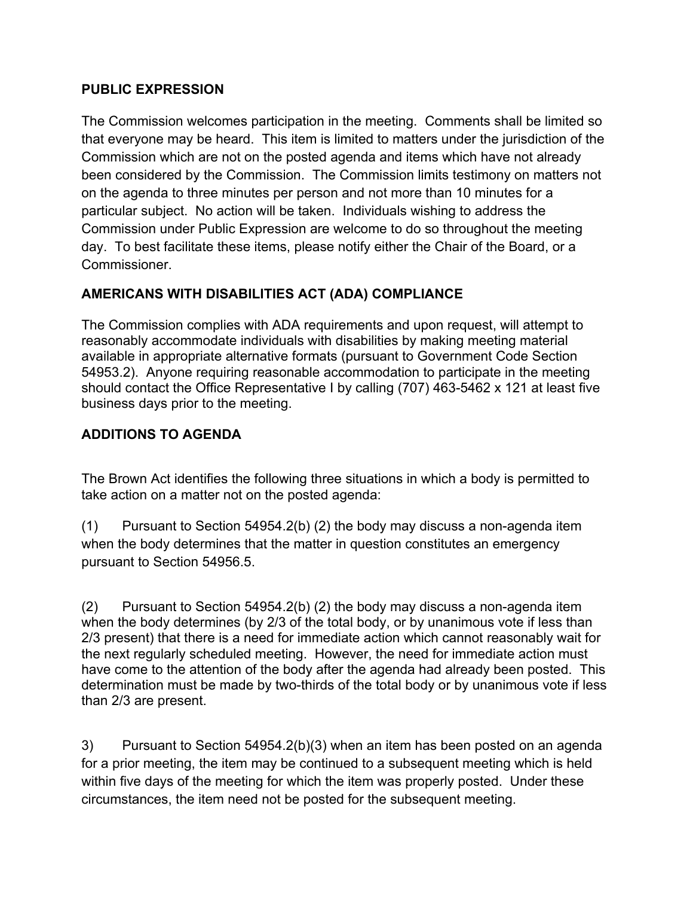## PUBLIC EXPRESSION

The Commission welcomes participation in the meeting. Comments shall be limited so that everyone may be heard. This item is limited to matters under the jurisdiction of the Commission which are not on the posted agenda and items which have not already been considered by the Commission. The Commission limits testimony on matters not on the agenda to three minutes per person and not more than 10 minutes for a particular subject. No action will be taken. Individuals wishing to address the Commission under Public Expression are welcome to do so throughout the meeting day. To best facilitate these items, please notify either the Chair of the Board, or a Commissioner.

## AMERICANS WITH DISABILITIES ACT (ADA) COMPLIANCE

The Commission complies with ADA requirements and upon request, will attempt to reasonably accommodate individuals with disabilities by making meeting material available in appropriate alternative formats (pursuant to Government Code Section 54953.2). Anyone requiring reasonable accommodation to participate in the meeting should contact the Office Representative I by calling (707) 463-5462 x 121 at least five business days prior to the meeting.

## ADDITIONS TO AGENDA

The Brown Act identifies the following three situations in which a body is permitted to take action on a matter not on the posted agenda:

(1) Pursuant to Section 54954.2(b) (2) the body may discuss a non-agenda item when the body determines that the matter in question constitutes an emergency pursuant to Section 54956.5.

(2) Pursuant to Section 54954.2(b) (2) the body may discuss a non-agenda item when the body determines (by 2/3 of the total body, or by unanimous vote if less than 2/3 present) that there is a need for immediate action which cannot reasonably wait for the next regularly scheduled meeting. However, the need for immediate action must have come to the attention of the body after the agenda had already been posted. This determination must be made by two-thirds of the total body or by unanimous vote if less than 2/3 are present.

3) Pursuant to Section 54954.2(b)(3) when an item has been posted on an agenda for a prior meeting, the item may be continued to a subsequent meeting which is held within five days of the meeting for which the item was properly posted. Under these circumstances, the item need not be posted for the subsequent meeting.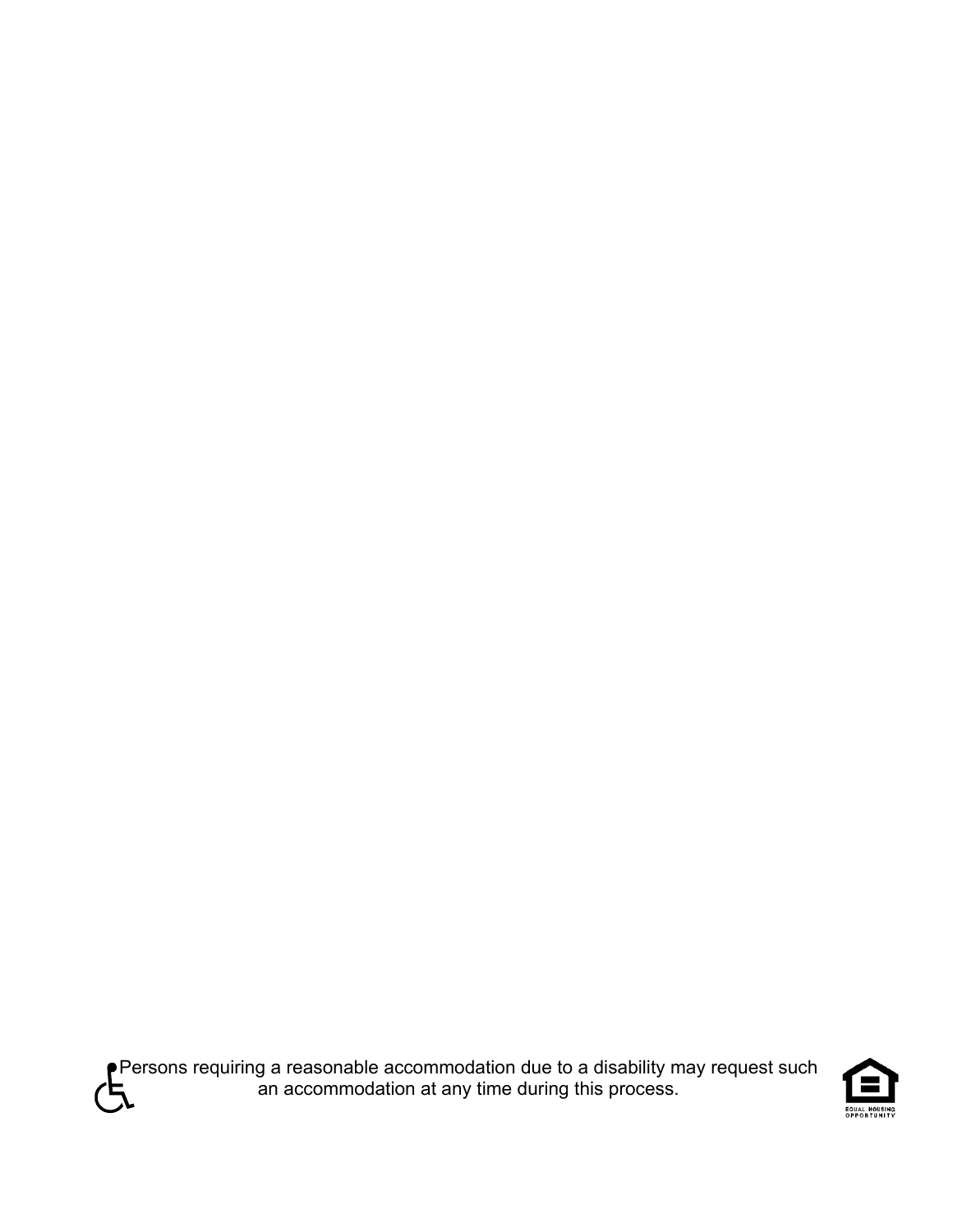Persons requiring a reasonable accommodation due to a disability may request such an accommodation at any time during this process.

EQUAL HOUSING OPPORTUNITY